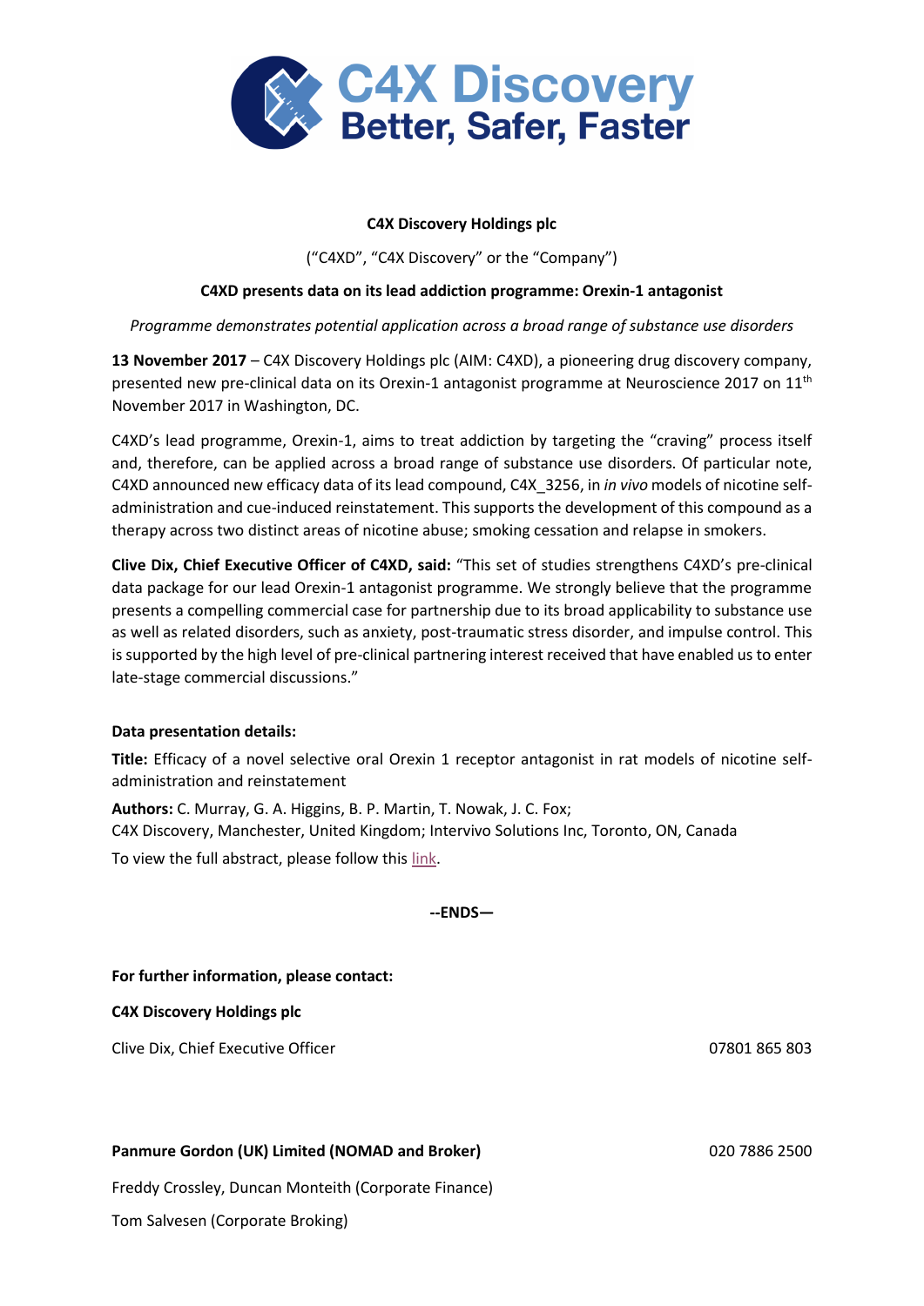**C4X Discovery Holdings plc**

("C4XD", "C4X Discovery" or the "Company")

**C4XD presents data on its lead addiction programme: Orexin-1 antagonist**

*Programme demonstrates potential application across a broad range of substance use disorders*

**13 November 2017** – C4X Discovery Holdings plc (AIM: C4XD), a pioneering drug discovery company, presented new pre-clinical data on its Orexin-1 antagonist programme at Neuroscience 2017 on 11th November 2017 in Washington, DC.

C4XD's lead programme, Orexin-1, aims to treat addiction by targeting the "craving" process itself and, therefore, can be applied across a broad range of substance use disorders. Of particular note, C4XD announced new efficacy data of its lead compound, C4X_3256, in *in vivo* models of nicotine self-administration and cue-induced reinstatement. This supports the development of this compound as a therapy across two distinct areas of nicotine abuse; smoking cessation and relapse in smokers.

**Clive Dix, Chief Executive Officer of C4XD, said:** "This set of studies strengthens C4XD's pre-clinical data package for our lead Orexin-1 antagonist programme. We strongly believe that the programme presents a compelling commercial case for partnership due to its broad applicability to substance use as well as related disorders, such as anxiety, post-traumatic stress disorder, and impulse control. This is supported by the high level of pre-clinical partnering interest received that have enabled us to enter late-stage commercial discussions."

**Data presentation details:**

**Title:** Efficacy of a novel selective oral Orexin 1 receptor antagonist in rat models of nicotine self-administration and reinstatement

**Authors:** C. Murray, G. A. Higgins, B. P. Martin, T. Nowak, J. C. Fox;
C4X Discovery, Manchester, United Kingdom; Intervivo Solutions Inc, Toronto, ON, Canada

To view the full abstract, please follow this link.

**--ENDS—**

**For further information, please contact:**

**C4X Discovery Holdings plc**

Clive Dix, Chief Executive Officer — 07801 865 803

**Panmure Gordon (UK) Limited (NOMAD and Broker)** — 020 7886 2500

Freddy Crossley, Duncan Monteith (Corporate Finance)

Tom Salvesen (Corporate Broking)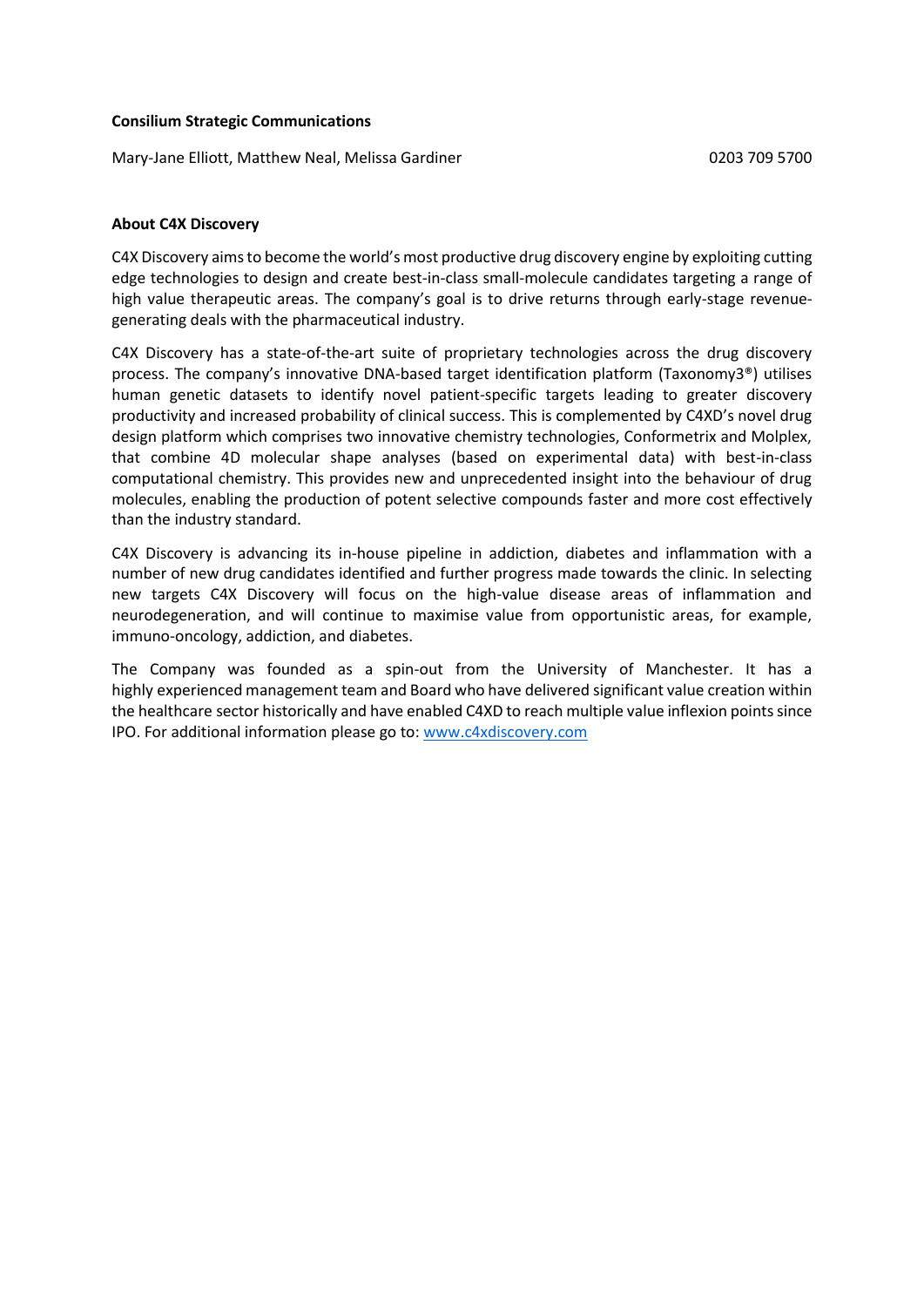**Consilium Strategic Communications**

Mary-Jane Elliott, Matthew Neal, Melissa Gardiner 0203 709 5700

**About C4X Discovery**

C4X Discovery aims to become the world's most productive drug discovery engine by exploiting cutting edge technologies to design and create best-in-class small-molecule candidates targeting a range of high value therapeutic areas. The company's goal is to drive returns through early-stage revenue-generating deals with the pharmaceutical industry.

C4X Discovery has a state-of-the-art suite of proprietary technologies across the drug discovery process. The company's innovative DNA-based target identification platform (Taxonomy3®) utilises human genetic datasets to identify novel patient-specific targets leading to greater discovery productivity and increased probability of clinical success. This is complemented by C4XD's novel drug design platform which comprises two innovative chemistry technologies, Conformetrix and Molplex, that combine 4D molecular shape analyses (based on experimental data) with best-in-class computational chemistry. This provides new and unprecedented insight into the behaviour of drug molecules, enabling the production of potent selective compounds faster and more cost effectively than the industry standard.

C4X Discovery is advancing its in-house pipeline in addiction, diabetes and inflammation with a number of new drug candidates identified and further progress made towards the clinic. In selecting new targets C4X Discovery will focus on the high-value disease areas of inflammation and neurodegeneration, and will continue to maximise value from opportunistic areas, for example, immuno-oncology, addiction, and diabetes.

The Company was founded as a spin-out from the University of Manchester. It has a highly experienced management team and Board who have delivered significant value creation within the healthcare sector historically and have enabled C4XD to reach multiple value inflexion points since IPO. For additional information please go to: www.c4xdiscovery.com